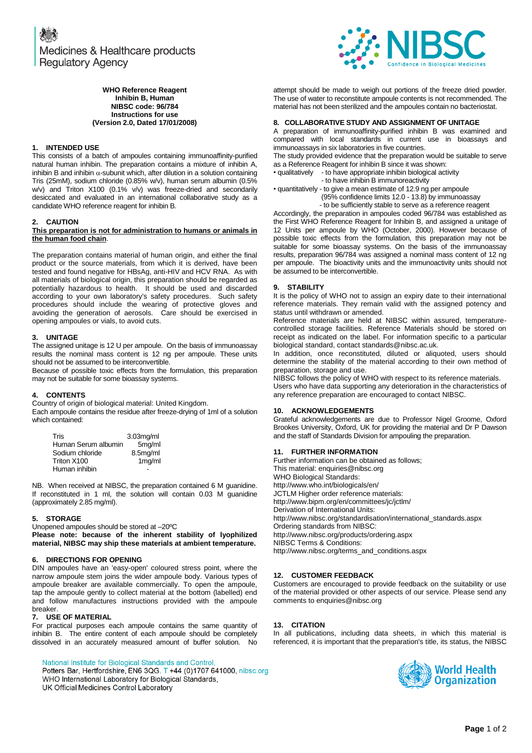Medicines & Healthcare products Regulatory Agency

**WHO Reference Reagent**
**Inhibin B, Human**
**NIBSC code: 96/784**
**Instructions for use**
**(Version 2.0, Dated 17/01/2008)**

## 1. INTENDED USE

This consists of a batch of ampoules containing immunoaffinity-purified natural human inhibin. The preparation contains a mixture of inhibin A, inhibin B and inhibin $\alpha$-subunit which, after dilution in a solution containing Tris (25mM), sodium chloride (0.85% w/v), human serum albumin (0.5% w/v) and Triton X100 (0.1% v/v) was freeze-dried and secondarily desiccated and evaluated in an international collaborative study as a candidate WHO reference reagent for inhibin B.

## 2. CAUTION

**<u>This preparation is not for administration to humans or animals in the human food chain</u>**.

The preparation contains material of human origin, and either the final product or the source materials, from which it is derived, have been tested and found negative for HBsAg, anti-HIV and HCV RNA. As with all materials of biological origin, this preparation should be regarded as potentially hazardous to health. It should be used and discarded according to your own laboratory's safety procedures. Such safety procedures should include the wearing of protective gloves and avoiding the generation of aerosols. Care should be exercised in opening ampoules or vials, to avoid cuts.

## 3. UNITAGE

The assigned unitage is 12 U per ampoule. On the basis of immunoassay results the nominal mass content is 12 ng per ampoule. These units should not be assumed to be interconvertible.

Because of possible toxic effects from the formulation, this preparation may not be suitable for some bioassay systems.

## 4. CONTENTS

Country of origin of biological material: United Kingdom.

Each ampoule contains the residue after freeze-drying of 1ml of a solution which contained:

| | |
|---|---|
| Tris | 3.03mg/ml |
| Human Serum albumin | 5mg/ml |
| Sodium chloride | 8.5mg/ml |
| Triton X100 | 1mg/ml |
| Human inhibin | - |

NB. When received at NIBSC, the preparation contained 6 M guanidine. If reconstituted in 1 ml, the solution will contain 0.03 M guanidine (approximately 2.85 mg/ml).

## 5. STORAGE

Unopened ampoules should be stored at –20ºC

**Please note: because of the inherent stability of lyophilized material, NIBSC may ship these materials at ambient temperature.**

## 6. DIRECTIONS FOR OPENING

DIN ampoules have an 'easy-open' coloured stress point, where the narrow ampoule stem joins the wider ampoule body. Various types of ampoule breaker are available commercially. To open the ampoule, tap the ampoule gently to collect material at the bottom (labelled) end and follow manufactures instructions provided with the ampoule breaker.

## 7. USE OF MATERIAL

For practical purposes each ampoule contains the same quantity of inhibin B. The entire content of each ampoule should be completely dissolved in an accurately measured amount of buffer solution. No attempt should be made to weigh out portions of the freeze dried powder. The use of water to reconstitute ampoule contents is not recommended. The material has not been sterilized and the ampoules contain no bacteriostat.

## 8. COLLABORATIVE STUDY AND ASSIGNMENT OF UNITAGE

A preparation of immunoaffinity-purified inhibin B was examined and compared with local standards in current use in bioassays and immunoassays in six laboratories in five countries.

The study provided evidence that the preparation would be suitable to serve as a Reference Reagent for inhibin B since it was shown:

- qualitatively - to have appropriate inhibin biological activity
  - to have inhibin B immunoreactivity
- quantitatively - to give a mean estimate of 12.9 ng per ampoule (95% confidence limits 12.0 - 13.8) by immunoassay
  - to be sufficiently stable to serve as a reference reagent

Accordingly, the preparation in ampoules coded 96/784 was established as the First WHO Reference Reagent for Inhibin B, and assigned a unitage of 12 Units per ampoule by WHO (October, 2000). However because of possible toxic effects from the formulation, this preparation may not be suitable for some bioassay systems. On the basis of the immunoassay results, preparation 96/784 was assigned a nominal mass content of 12 ng per ampoule. The bioactivity units and the immunoactivity units should not be assumed to be interconvertible.

## 9. STABILITY

It is the policy of WHO not to assign an expiry date to their international reference materials. They remain valid with the assigned potency and status until withdrawn or amended.

Reference materials are held at NIBSC within assured, temperature-controlled storage facilities. Reference Materials should be stored on receipt as indicated on the label. For information specific to a particular biological standard, contact standards@nibsc.ac.uk.

In addition, once reconstituted, diluted or aliquoted, users should determine the stability of the material according to their own method of preparation, storage and use.

NIBSC follows the policy of WHO with respect to its reference materials.

Users who have data supporting any deterioration in the characteristics of any reference preparation are encouraged to contact NIBSC.

## 10. ACKNOWLEDGEMENTS

Grateful acknowledgements are due to Professor Nigel Groome, Oxford Brookes University, Oxford, UK for providing the material and Dr P Dawson and the staff of Standards Division for ampouling the preparation.

## 11. FURTHER INFORMATION

Further information can be obtained as follows;
This material: enquiries@nibsc.org
WHO Biological Standards:
http://www.who.int/biologicals/en/
JCTLM Higher order reference materials:
http://www.bipm.org/en/committees/jc/jctlm/
Derivation of International Units:
http://www.nibsc.org/standardisation/international_standards.aspx
Ordering standards from NIBSC:
http://www.nibsc.org/products/ordering.aspx
NIBSC Terms & Conditions:
http://www.nibsc.org/terms_and_conditions.aspx

## 12. CUSTOMER FEEDBACK

Customers are encouraged to provide feedback on the suitability or use of the material provided or other aspects of our service. Please send any comments to enquiries@nibsc.org

## 13. CITATION

In all publications, including data sheets, in which this material is referenced, it is important that the preparation's title, its status, the NIBSC

National Institute for Biological Standards and Control,
Potters Bar, Hertfordshire, EN6 3QG. T +44 (0)1707 641000, nibsc.org
WHO International Laboratory for Biological Standards,
UK Official Medicines Control Laboratory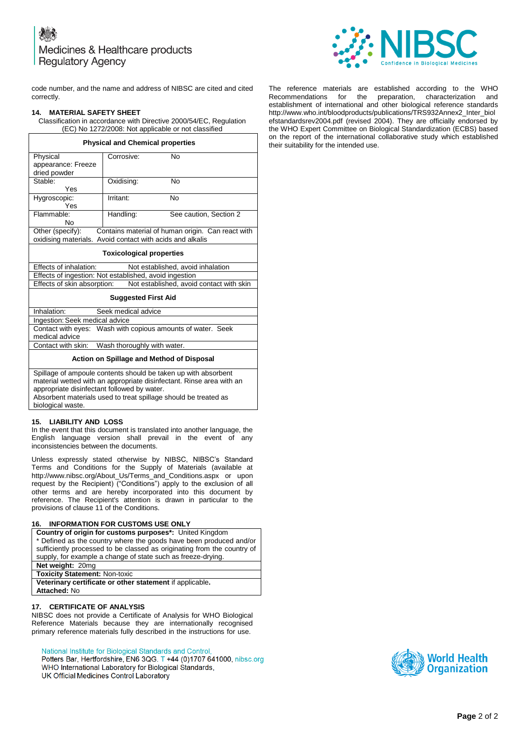code number, and the name and address of NIBSC are cited and cited correctly.

### 14. MATERIAL SAFETY SHEET

Classification in accordance with Directive 2000/54/EC, Regulation (EC) No 1272/2008: Not applicable or not classified

| Physical and Chemical properties | | |
|---|---|---|
| Physical appearance: Freeze dried powder | Corrosive: | No |
| Stable: Yes | Oxidising: | No |
| Hygroscopic: Yes | Irritant: | No |
| Flammable: No | Handling: | See caution, Section 2 |
| Other (specify): Contains material of human origin. Can react with oxidising materials. Avoid contact with acids and alkalis | | |

| Toxicological properties | |
|---|---|
| Effects of inhalation: | Not established, avoid inhalation |
| Effects of ingestion: Not established, avoid ingestion | |
| Effects of skin absorption: | Not established, avoid contact with skin |

| Suggested First Aid | |
|---|---|
| Inhalation: | Seek medical advice |
| Ingestion: Seek medical advice | |
| Contact with eyes: | Wash with copious amounts of water. Seek medical advice |
| Contact with skin: | Wash thoroughly with water. |

| Action on Spillage and Method of Disposal |
|---|
| Spillage of ampoule contents should be taken up with absorbent material wetted with an appropriate disinfectant. Rinse area with an appropriate disinfectant followed by water. Absorbent materials used to treat spillage should be treated as biological waste. |

### 15. LIABILITY AND LOSS

In the event that this document is translated into another language, the English language version shall prevail in the event of any inconsistencies between the documents.

Unless expressly stated otherwise by NIBSC, NIBSC's Standard Terms and Conditions for the Supply of Materials (available at http://www.nibsc.org/About_Us/Terms_and_Conditions.aspx or upon request by the Recipient) ("Conditions") apply to the exclusion of all other terms and are hereby incorporated into this document by reference. The Recipient's attention is drawn in particular to the provisions of clause 11 of the Conditions.

### 16. INFORMATION FOR CUSTOMS USE ONLY

| |
|---|
| **Country of origin for customs purposes*:** United Kingdom<br>* Defined as the country where the goods have been produced and/or sufficiently processed to be classed as originating from the country of supply, for example a change of state such as freeze-drying. |
| **Net weight:** 20mg |
| **Toxicity Statement:** Non-toxic |
| **Veterinary certificate or other statement** if applicable.<br>**Attached:** No |

### 17. CERTIFICATE OF ANALYSIS

NIBSC does not provide a Certificate of Analysis for WHO Biological Reference Materials because they are internationally recognised primary reference materials fully described in the instructions for use.

The reference materials are established according to the WHO Recommendations for the preparation, characterization and establishment of international and other biological reference standards http://www.who.int/bloodproducts/publications/TRS932Annex2_Inter_biolefstandardsrev2004.pdf (revised 2004). They are officially endorsed by the WHO Expert Committee on Biological Standardization (ECBS) based on the report of the international collaborative study which established their suitability for the intended use.

National Institute for Biological Standards and Control,
Potters Bar, Hertfordshire, EN6 3QG. T +44 (0)1707 641000, nibsc.org
WHO International Laboratory for Biological Standards,
UK Official Medicines Control Laboratory